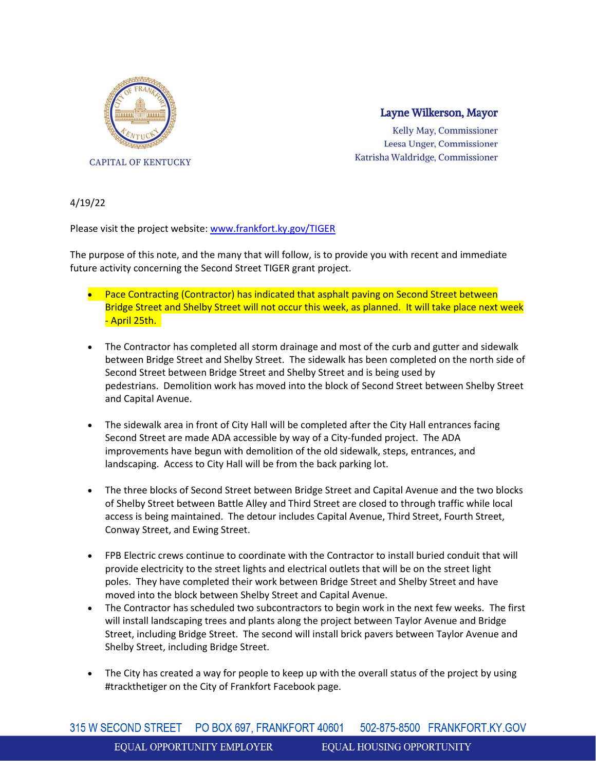CAPITAL OF KENTUCKY

**Layne Wilkerson, Mayor**

Kelly May, Commissioner
Leesa Unger, Commissioner
Katrisha Waldridge, Commissioner

4/19/22

Please visit the project website: www.frankfort.ky.gov/TIGER

The purpose of this note, and the many that will follow, is to provide you with recent and immediate future activity concerning the Second Street TIGER grant project.

- Pace Contracting (Contractor) has indicated that asphalt paving on Second Street between Bridge Street and Shelby Street will not occur this week, as planned. It will take place next week - April 25th.

- The Contractor has completed all storm drainage and most of the curb and gutter and sidewalk between Bridge Street and Shelby Street. The sidewalk has been completed on the north side of Second Street between Bridge Street and Shelby Street and is being used by pedestrians. Demolition work has moved into the block of Second Street between Shelby Street and Capital Avenue.

- The sidewalk area in front of City Hall will be completed after the City Hall entrances facing Second Street are made ADA accessible by way of a City-funded project. The ADA improvements have begun with demolition of the old sidewalk, steps, entrances, and landscaping. Access to City Hall will be from the back parking lot.

- The three blocks of Second Street between Bridge Street and Capital Avenue and the two blocks of Shelby Street between Battle Alley and Third Street are closed to through traffic while local access is being maintained. The detour includes Capital Avenue, Third Street, Fourth Street, Conway Street, and Ewing Street.

- FPB Electric crews continue to coordinate with the Contractor to install buried conduit that will provide electricity to the street lights and electrical outlets that will be on the street light poles. They have completed their work between Bridge Street and Shelby Street and have moved into the block between Shelby Street and Capital Avenue.
- The Contractor has scheduled two subcontractors to begin work in the next few weeks. The first will install landscaping trees and plants along the project between Taylor Avenue and Bridge Street, including Bridge Street. The second will install brick pavers between Taylor Avenue and Shelby Street, including Bridge Street.

- The City has created a way for people to keep up with the overall status of the project by using #trackthetiger on the City of Frankfort Facebook page.

315 W SECOND STREET PO BOX 697, FRANKFORT 40601 502-875-8500 FRANKFORT.KY.GOV

EQUAL OPPORTUNITY EMPLOYER EQUAL HOUSING OPPORTUNITY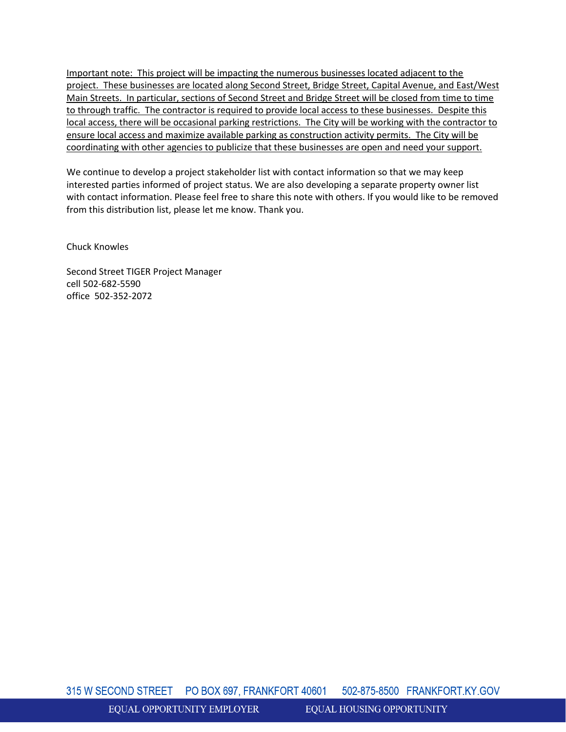<u>Important note: This project will be impacting the numerous businesses located adjacent to the project. These businesses are located along Second Street, Bridge Street, Capital Avenue, and East/West Main Streets. In particular, sections of Second Street and Bridge Street will be closed from time to time to through traffic. The contractor is required to provide local access to these businesses. Despite this local access, there will be occasional parking restrictions. The City will be working with the contractor to ensure local access and maximize available parking as construction activity permits. The City will be coordinating with other agencies to publicize that these businesses are open and need your support.</u>

We continue to develop a project stakeholder list with contact information so that we may keep interested parties informed of project status. We are also developing a separate property owner list with contact information. Please feel free to share this note with others. If you would like to be removed from this distribution list, please let me know. Thank you.

Chuck Knowles

Second Street TIGER Project Manager
cell 502-682-5590
office 502-352-2072

315 W SECOND STREET PO BOX 697, FRANKFORT 40601 502-875-8500 FRANKFORT.KY.GOV

EQUAL OPPORTUNITY EMPLOYER EQUAL HOUSING OPPORTUNITY